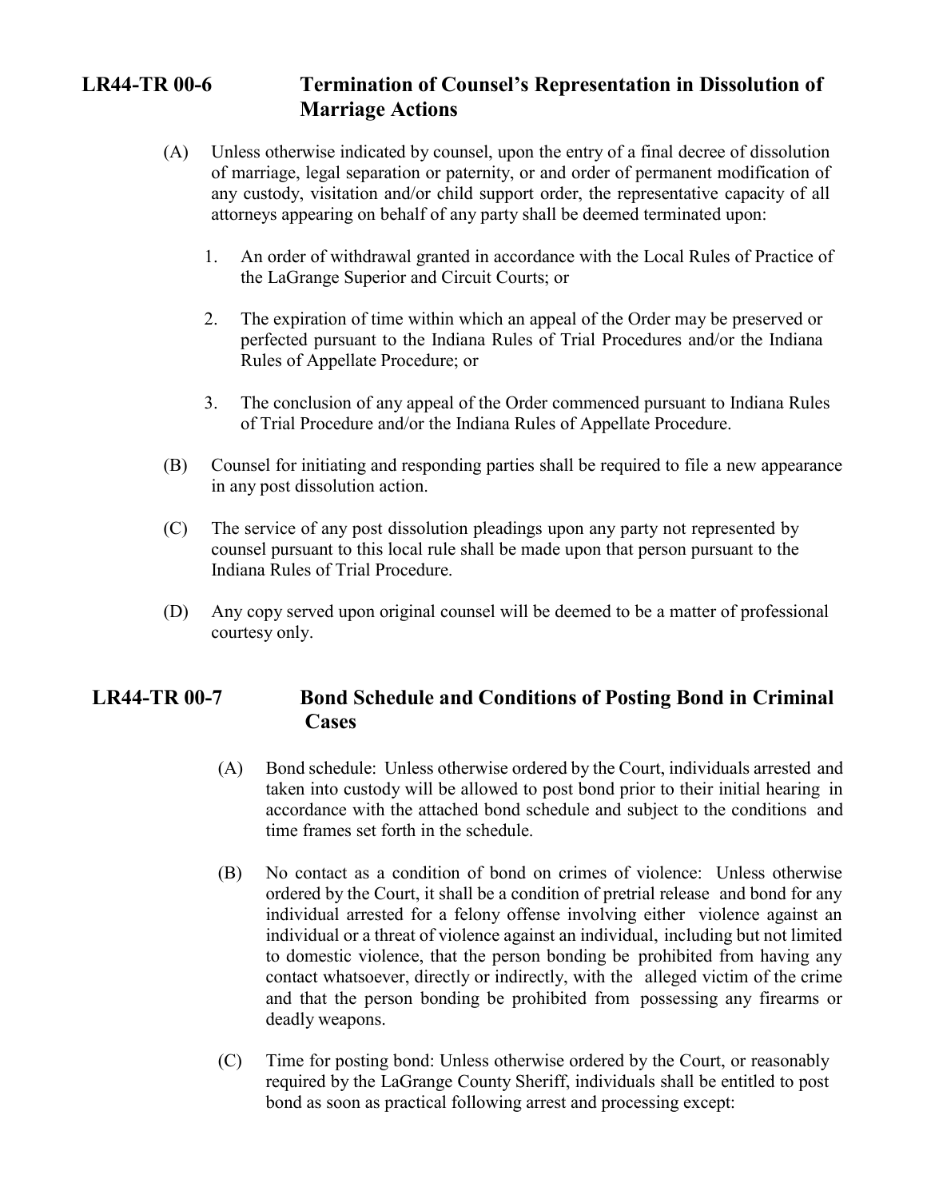## LR44-TR 00-6 Termination of Counsel's Representation in Dissolution of Marriage Actions

(A) Unless otherwise indicated by counsel, upon the entry of a final decree of dissolution of marriage, legal separation or paternity, or and order of permanent modification of any custody, visitation and/or child support order, the representative capacity of all attorneys appearing on behalf of any party shall be deemed terminated upon:

1. An order of withdrawal granted in accordance with the Local Rules of Practice of the LaGrange Superior and Circuit Courts; or

2. The expiration of time within which an appeal of the Order may be preserved or perfected pursuant to the Indiana Rules of Trial Procedures and/or the Indiana Rules of Appellate Procedure; or

3. The conclusion of any appeal of the Order commenced pursuant to Indiana Rules of Trial Procedure and/or the Indiana Rules of Appellate Procedure.

(B) Counsel for initiating and responding parties shall be required to file a new appearance in any post dissolution action.

(C) The service of any post dissolution pleadings upon any party not represented by counsel pursuant to this local rule shall be made upon that person pursuant to the Indiana Rules of Trial Procedure.

(D) Any copy served upon original counsel will be deemed to be a matter of professional courtesy only.

## LR44-TR 00-7 Bond Schedule and Conditions of Posting Bond in Criminal Cases

(A) Bond schedule: Unless otherwise ordered by the Court, individuals arrested and taken into custody will be allowed to post bond prior to their initial hearing in accordance with the attached bond schedule and subject to the conditions and time frames set forth in the schedule.

(B) No contact as a condition of bond on crimes of violence: Unless otherwise ordered by the Court, it shall be a condition of pretrial release and bond for any individual arrested for a felony offense involving either violence against an individual or a threat of violence against an individual, including but not limited to domestic violence, that the person bonding be prohibited from having any contact whatsoever, directly or indirectly, with the alleged victim of the crime and that the person bonding be prohibited from possessing any firearms or deadly weapons.

(C) Time for posting bond: Unless otherwise ordered by the Court, or reasonably required by the LaGrange County Sheriff, individuals shall be entitled to post bond as soon as practical following arrest and processing except: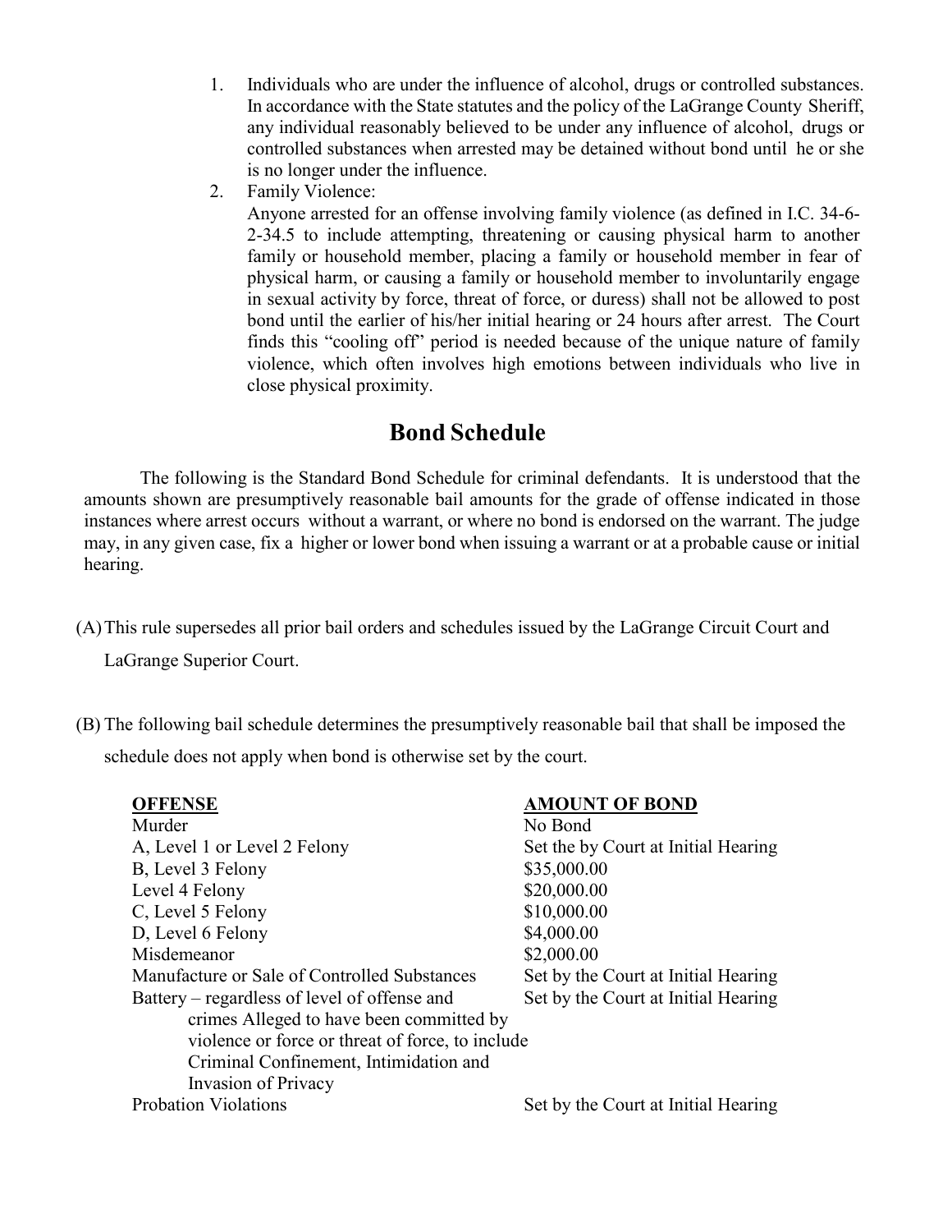1. Individuals who are under the influence of alcohol, drugs or controlled substances. In accordance with the State statutes and the policy of the LaGrange County Sheriff, any individual reasonably believed to be under any influence of alcohol, drugs or controlled substances when arrested may be detained without bond until he or she is no longer under the influence.
2. Family Violence:
   Anyone arrested for an offense involving family violence (as defined in I.C. 34-6-2-34.5 to include attempting, threatening or causing physical harm to another family or household member, placing a family or household member in fear of physical harm, or causing a family or household member to involuntarily engage in sexual activity by force, threat of force, or duress) shall not be allowed to post bond until the earlier of his/her initial hearing or 24 hours after arrest. The Court finds this "cooling off" period is needed because of the unique nature of family violence, which often involves high emotions between individuals who live in close physical proximity.

## Bond Schedule

The following is the Standard Bond Schedule for criminal defendants. It is understood that the amounts shown are presumptively reasonable bail amounts for the grade of offense indicated in those instances where arrest occurs without a warrant, or where no bond is endorsed on the warrant. The judge may, in any given case, fix a higher or lower bond when issuing a warrant or at a probable cause or initial hearing.

(A) This rule supersedes all prior bail orders and schedules issued by the LaGrange Circuit Court and LaGrange Superior Court.

(B) The following bail schedule determines the presumptively reasonable bail that shall be imposed the schedule does not apply when bond is otherwise set by the court.

| **OFFENSE** | **AMOUNT OF BOND** |
|---|---|
| Murder | No Bond |
| A, Level 1 or Level 2 Felony | Set the by Court at Initial Hearing |
| B, Level 3 Felony | $35,000.00 |
| Level 4 Felony | $20,000.00 |
| C, Level 5 Felony | $10,000.00 |
| D, Level 6 Felony | $4,000.00 |
| Misdemeanor | $2,000.00 |
| Manufacture or Sale of Controlled Substances | Set by the Court at Initial Hearing |
| Battery – regardless of level of offense and crimes Alleged to have been committed by violence or force or threat of force, to include Criminal Confinement, Intimidation and Invasion of Privacy | Set by the Court at Initial Hearing |
| Probation Violations | Set by the Court at Initial Hearing |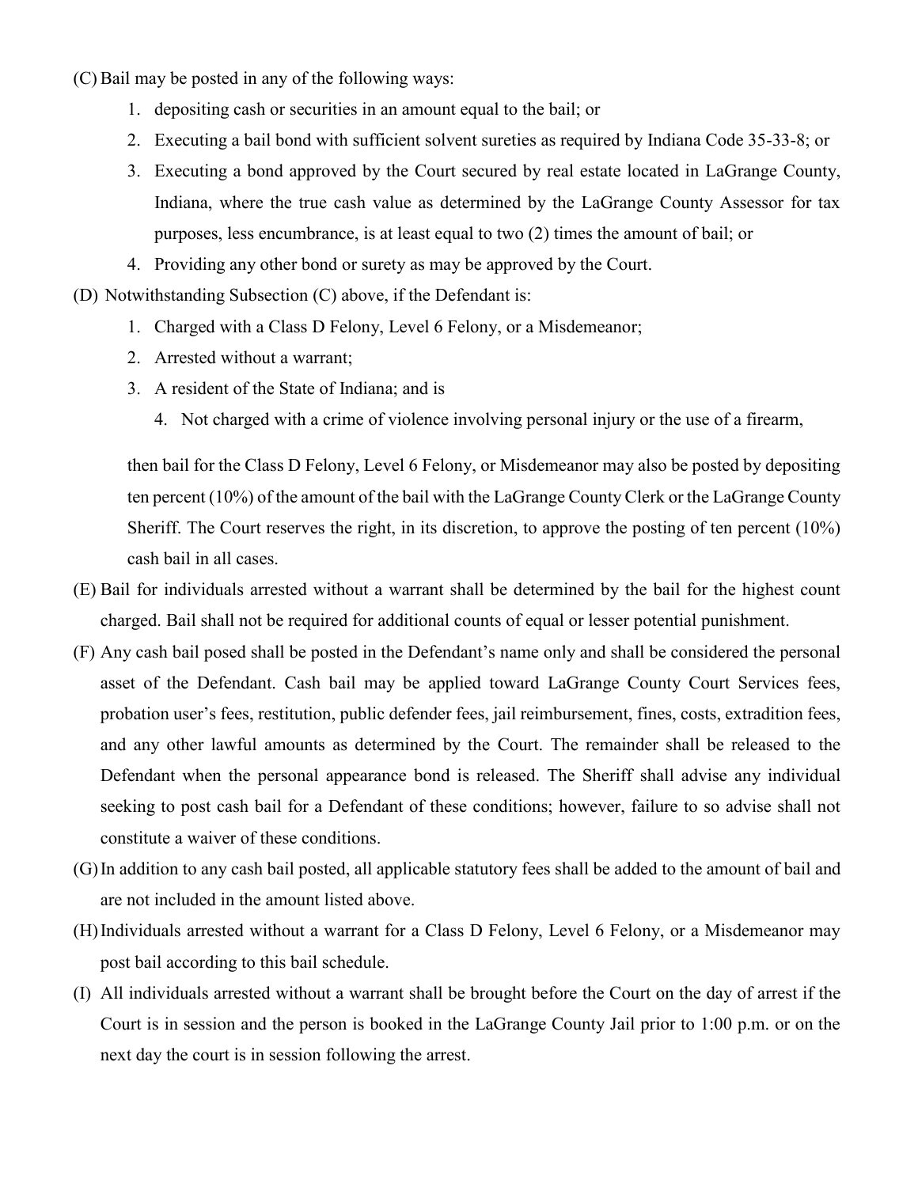(C) Bail may be posted in any of the following ways:

1. depositing cash or securities in an amount equal to the bail; or
2. Executing a bail bond with sufficient solvent sureties as required by Indiana Code 35-33-8; or
3. Executing a bond approved by the Court secured by real estate located in LaGrange County, Indiana, where the true cash value as determined by the LaGrange County Assessor for tax purposes, less encumbrance, is at least equal to two (2) times the amount of bail; or
4. Providing any other bond or surety as may be approved by the Court.

(D) Notwithstanding Subsection (C) above, if the Defendant is:

1. Charged with a Class D Felony, Level 6 Felony, or a Misdemeanor;
2. Arrested without a warrant;
3. A resident of the State of Indiana; and is
4. Not charged with a crime of violence involving personal injury or the use of a firearm,

then bail for the Class D Felony, Level 6 Felony, or Misdemeanor may also be posted by depositing ten percent (10%) of the amount of the bail with the LaGrange County Clerk or the LaGrange County Sheriff. The Court reserves the right, in its discretion, to approve the posting of ten percent (10%) cash bail in all cases.

(E) Bail for individuals arrested without a warrant shall be determined by the bail for the highest count charged. Bail shall not be required for additional counts of equal or lesser potential punishment.

(F) Any cash bail posed shall be posted in the Defendant's name only and shall be considered the personal asset of the Defendant. Cash bail may be applied toward LaGrange County Court Services fees, probation user's fees, restitution, public defender fees, jail reimbursement, fines, costs, extradition fees, and any other lawful amounts as determined by the Court. The remainder shall be released to the Defendant when the personal appearance bond is released. The Sheriff shall advise any individual seeking to post cash bail for a Defendant of these conditions; however, failure to so advise shall not constitute a waiver of these conditions.

(G) In addition to any cash bail posted, all applicable statutory fees shall be added to the amount of bail and are not included in the amount listed above.

(H) Individuals arrested without a warrant for a Class D Felony, Level 6 Felony, or a Misdemeanor may post bail according to this bail schedule.

(I) All individuals arrested without a warrant shall be brought before the Court on the day of arrest if the Court is in session and the person is booked in the LaGrange County Jail prior to 1:00 p.m. or on the next day the court is in session following the arrest.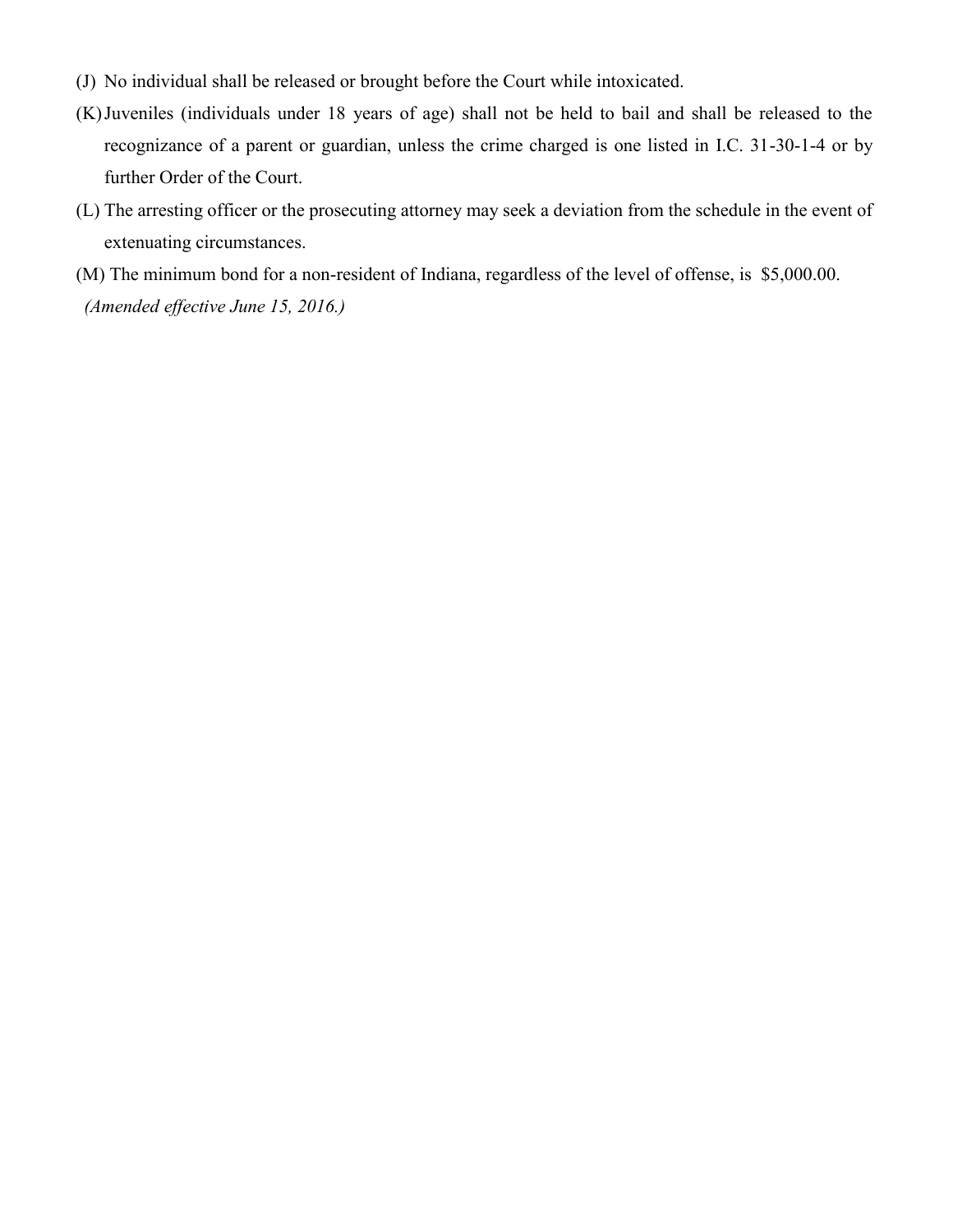(J) No individual shall be released or brought before the Court while intoxicated.

(K) Juveniles (individuals under 18 years of age) shall not be held to bail and shall be released to the recognizance of a parent or guardian, unless the crime charged is one listed in I.C. 31-30-1-4 or by further Order of the Court.

(L) The arresting officer or the prosecuting attorney may seek a deviation from the schedule in the event of extenuating circumstances.

(M) The minimum bond for a non-resident of Indiana, regardless of the level of offense, is $5,000.00.

*(Amended effective June 15, 2016.)*